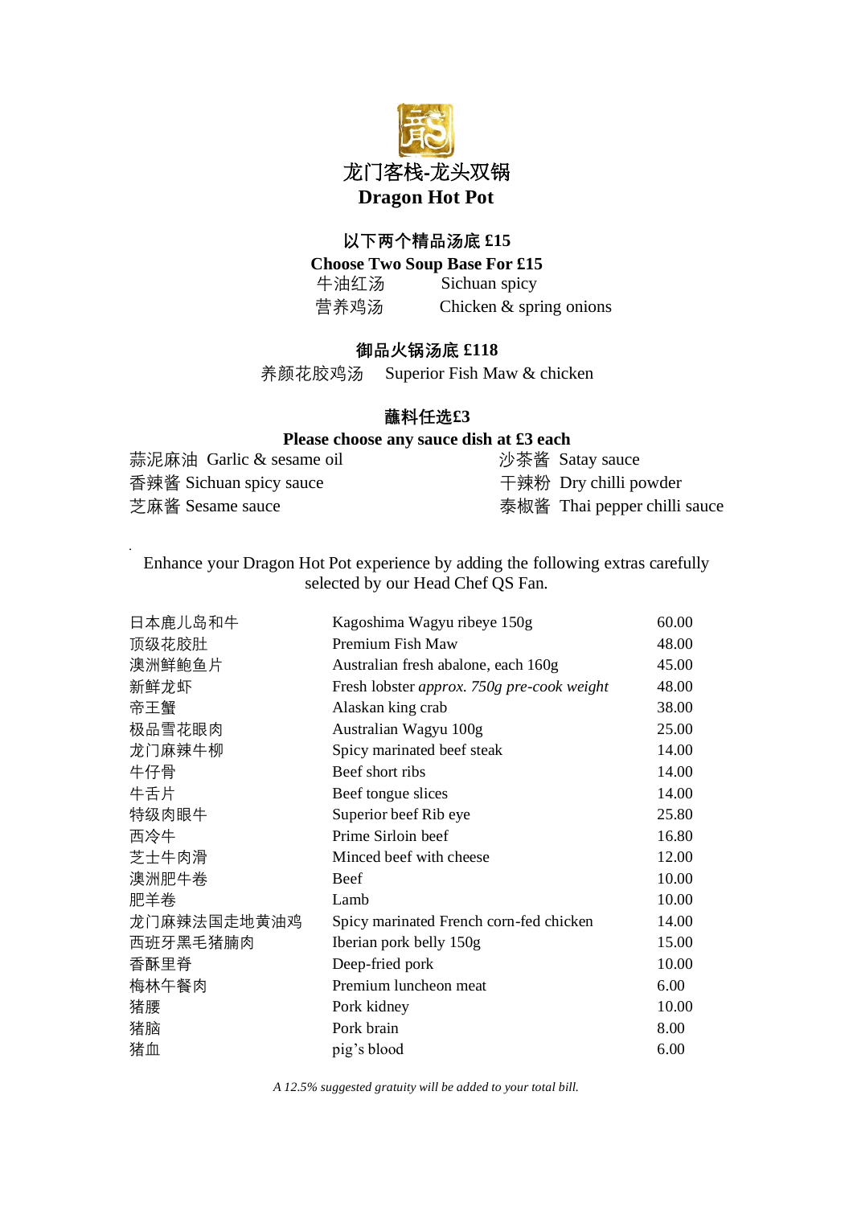# 龙门客栈-龙头双锅
# Dragon Hot Pot

## 以下两个精品汤底 £15
## Choose Two Soup Base For £15

牛油红汤 Sichuan spicy
营养鸡汤 Chicken & spring onions

## 御品火锅汤底 £118

养颜花胶鸡汤 Superior Fish Maw & chicken

## 蘸料任选£3
## Please choose any sauce dish at £3 each

蒜泥麻油 Garlic & sesame oil
香辣酱 Sichuan spicy sauce
芝麻酱 Sesame sauce
沙茶酱 Satay sauce
干辣粉 Dry chilli powder
泰椒酱 Thai pepper chilli sauce

Enhance your Dragon Hot Pot experience by adding the following extras carefully selected by our Head Chef QS Fan.

| | | |
|---|---|---|
| 日本鹿儿岛和牛 | Kagoshima Wagyu ribeye 150g | 60.00 |
| 顶级花胶肚 | Premium Fish Maw | 48.00 |
| 澳洲鲜鲍鱼片 | Australian fresh abalone, each 160g | 45.00 |
| 新鲜龙虾 | Fresh lobster *approx. 750g pre-cook weight* | 48.00 |
| 帝王蟹 | Alaskan king crab | 38.00 |
| 极品雪花眼肉 | Australian Wagyu 100g | 25.00 |
| 龙门麻辣牛柳 | Spicy marinated beef steak | 14.00 |
| 牛仔骨 | Beef short ribs | 14.00 |
| 牛舌片 | Beef tongue slices | 14.00 |
| 特级肉眼牛 | Superior beef Rib eye | 25.80 |
| 西冷牛 | Prime Sirloin beef | 16.80 |
| 芝士牛肉滑 | Minced beef with cheese | 12.00 |
| 澳洲肥牛卷 | Beef | 10.00 |
| 肥羊卷 | Lamb | 10.00 |
| 龙门麻辣法国走地黄油鸡 | Spicy marinated French corn-fed chicken | 14.00 |
| 西班牙黑毛猪腩肉 | Iberian pork belly 150g | 15.00 |
| 香酥里脊 | Deep-fried pork | 10.00 |
| 梅林午餐肉 | Premium luncheon meat | 6.00 |
| 猪腰 | Pork kidney | 10.00 |
| 猪脑 | Pork brain | 8.00 |
| 猪血 | pig's blood | 6.00 |

*A 12.5% suggested gratuity will be added to your total bill.*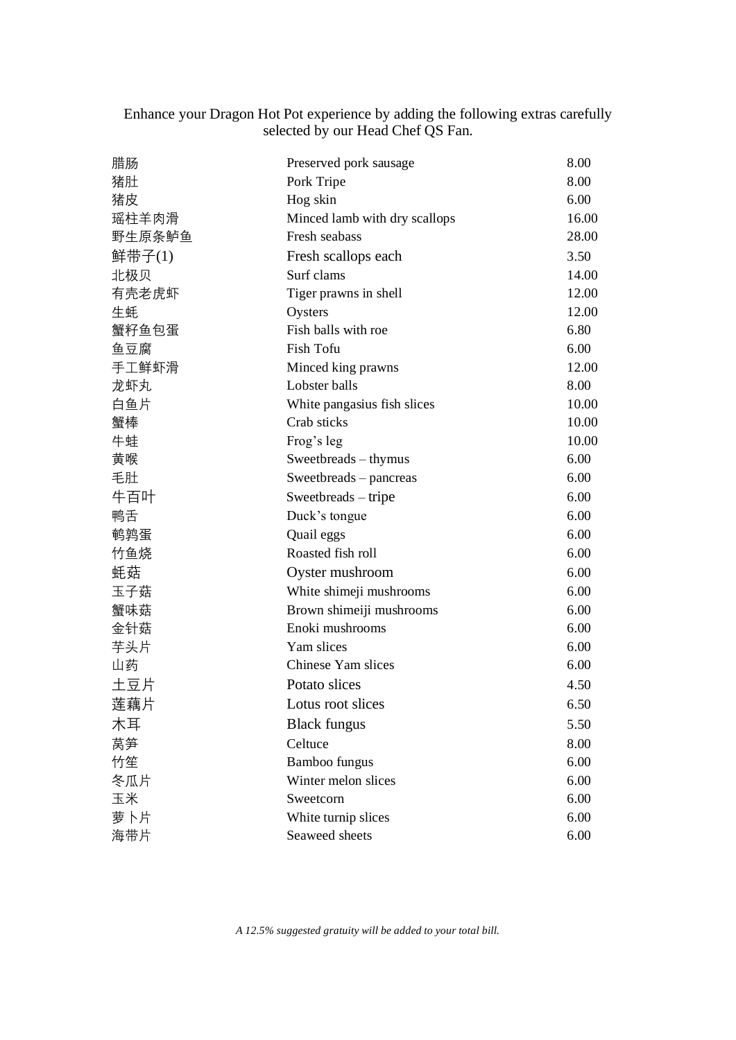Enhance your Dragon Hot Pot experience by adding the following extras carefully selected by our Head Chef QS Fan.

| | | |
|---|---|---|
| 腊肠 | Preserved pork sausage | 8.00 |
| 猪肚 | Pork Tripe | 8.00 |
| 猪皮 | Hog skin | 6.00 |
| 瑶柱羊肉滑 | Minced lamb with dry scallops | 16.00 |
| 野生原条鲈鱼 | Fresh seabass | 28.00 |
| 鲜带子(1) | Fresh scallops each | 3.50 |
| 北极贝 | Surf clams | 14.00 |
| 有壳老虎虾 | Tiger prawns in shell | 12.00 |
| 生蚝 | Oysters | 12.00 |
| 蟹籽鱼包蛋 | Fish balls with roe | 6.80 |
| 鱼豆腐 | Fish Tofu | 6.00 |
| 手工鲜虾滑 | Minced king prawns | 12.00 |
| 龙虾丸 | Lobster balls | 8.00 |
| 白鱼片 | White pangasius fish slices | 10.00 |
| 蟹棒 | Crab sticks | 10.00 |
| 牛蛙 | Frog's leg | 10.00 |
| 黄喉 | Sweetbreads – thymus | 6.00 |
| 毛肚 | Sweetbreads – pancreas | 6.00 |
| 牛百叶 | Sweetbreads – tripe | 6.00 |
| 鸭舌 | Duck's tongue | 6.00 |
| 鹌鹑蛋 | Quail eggs | 6.00 |
| 竹鱼烧 | Roasted fish roll | 6.00 |
| 蚝菇 | Oyster mushroom | 6.00 |
| 玉子菇 | White shimeji mushrooms | 6.00 |
| 蟹味菇 | Brown shimeiji mushrooms | 6.00 |
| 金针菇 | Enoki mushrooms | 6.00 |
| 芋头片 | Yam slices | 6.00 |
| 山药 | Chinese Yam slices | 6.00 |
| 土豆片 | Potato slices | 4.50 |
| 莲藕片 | Lotus root slices | 6.50 |
| 木耳 | Black fungus | 5.50 |
| 莴笋 | Celtuce | 8.00 |
| 竹笙 | Bamboo fungus | 6.00 |
| 冬瓜片 | Winter melon slices | 6.00 |
| 玉米 | Sweetcorn | 6.00 |
| 萝卜片 | White turnip slices | 6.00 |
| 海带片 | Seaweed sheets | 6.00 |

*A 12.5% suggested gratuity will be added to your total bill.*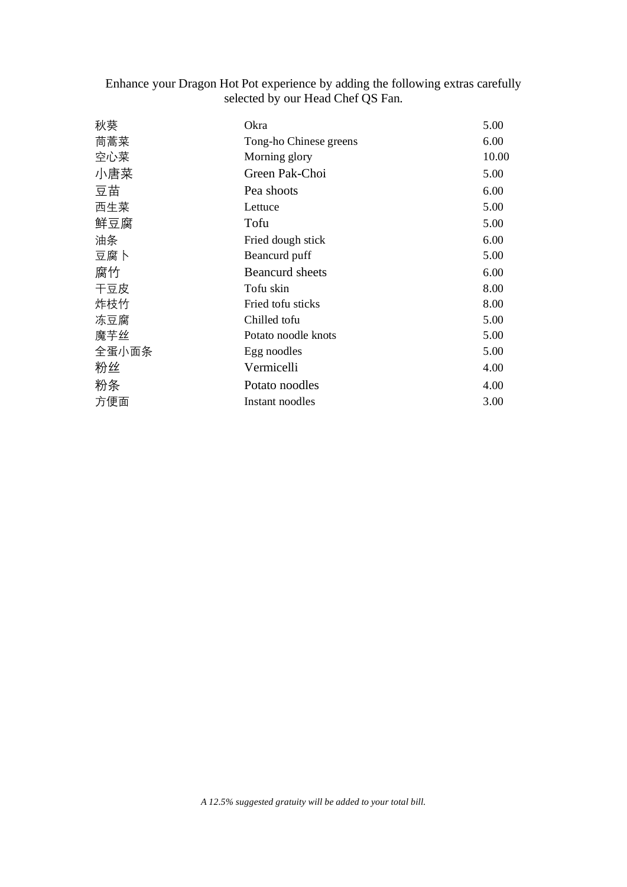Enhance your Dragon Hot Pot experience by adding the following extras carefully selected by our Head Chef QS Fan.

| | | |
|---|---|---|
| 秋葵 | Okra | 5.00 |
| 茼蒿菜 | Tong-ho Chinese greens | 6.00 |
| 空心菜 | Morning glory | 10.00 |
| 小唐菜 | Green Pak-Choi | 5.00 |
| 豆苗 | Pea shoots | 6.00 |
| 西生菜 | Lettuce | 5.00 |
| 鲜豆腐 | Tofu | 5.00 |
| 油条 | Fried dough stick | 6.00 |
| 豆腐卜 | Beancurd puff | 5.00 |
| 腐竹 | Beancurd sheets | 6.00 |
| 干豆皮 | Tofu skin | 8.00 |
| 炸枝竹 | Fried tofu sticks | 8.00 |
| 冻豆腐 | Chilled tofu | 5.00 |
| 魔芋丝 | Potato noodle knots | 5.00 |
| 全蛋小面条 | Egg noodles | 5.00 |
| 粉丝 | Vermicelli | 4.00 |
| 粉条 | Potato noodles | 4.00 |
| 方便面 | Instant noodles | 3.00 |

*A 12.5% suggested gratuity will be added to your total bill.*